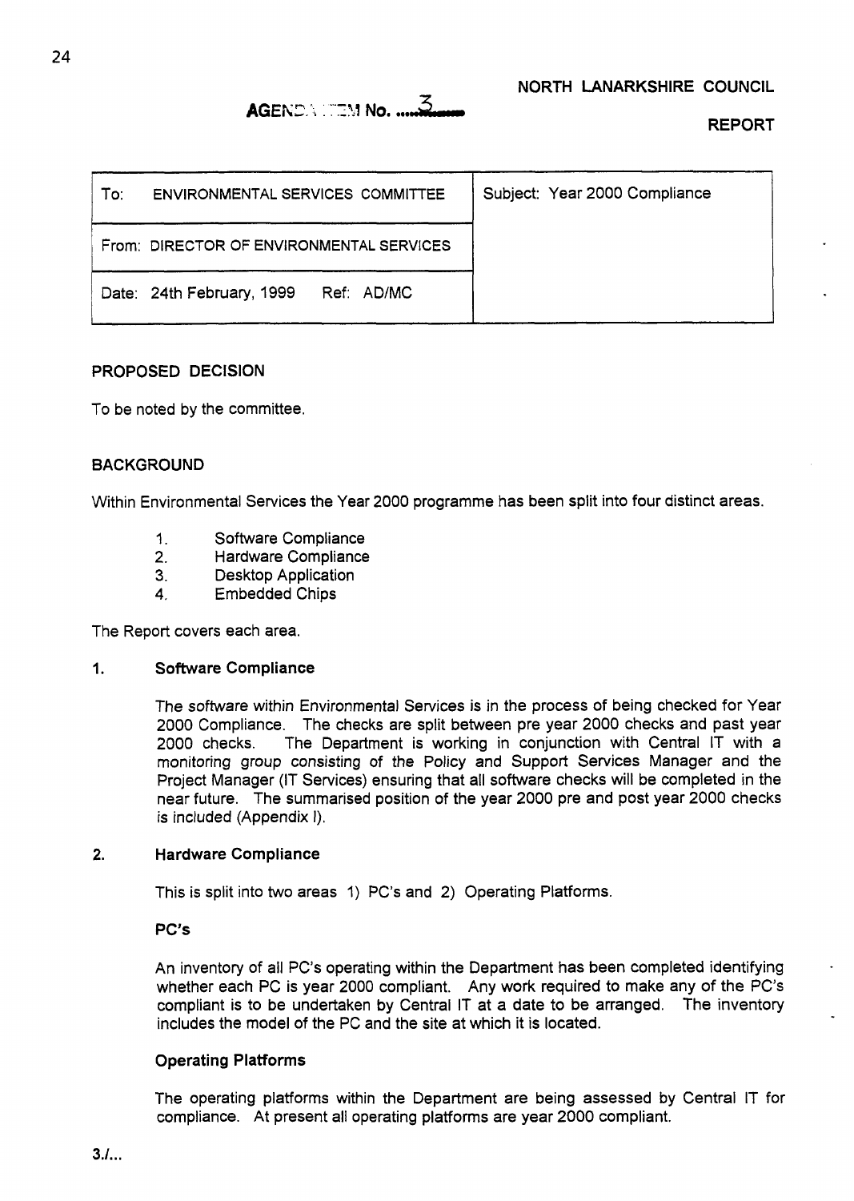**NORTH LANARKSHIRE COUNCIL**

**AGENDA ITEM No. 3**

**REPORT**

| To: ENVIRONMENTAL SERVICES COMMITTEE | Subject: Year 2000 Compliance |
|---|---|
| From: DIRECTOR OF ENVIRONMENTAL SERVICES | |
| Date: 24th February, 1999 Ref: AD/MC | |

## PROPOSED DECISION

To be noted by the committee.

## BACKGROUND

Within Environmental Services the Year 2000 programme has been split into four distinct areas.

1. Software Compliance
2. Hardware Compliance
3. Desktop Application
4. Embedded Chips

The Report covers each area.

### 1. Software Compliance

The software within Environmental Services is in the process of being checked for Year 2000 Compliance. The checks are split between pre year 2000 checks and past year 2000 checks. The Department is working in conjunction with Central IT with a monitoring group consisting of the Policy and Support Services Manager and the Project Manager (IT Services) ensuring that all software checks will be completed in the near future. The summarised position of the year 2000 pre and post year 2000 checks is included (Appendix I).

### 2. Hardware Compliance

This is split into two areas 1) PC's and 2) Operating Platforms.

**PC's**

An inventory of all PC's operating within the Department has been completed identifying whether each PC is year 2000 compliant. Any work required to make any of the PC's compliant is to be undertaken by Central IT at a date to be arranged. The inventory includes the model of the PC and the site at which it is located.

**Operating Platforms**

The operating platforms within the Department are being assessed by Central IT for compliance. At present all operating platforms are year 2000 compliant.

3./...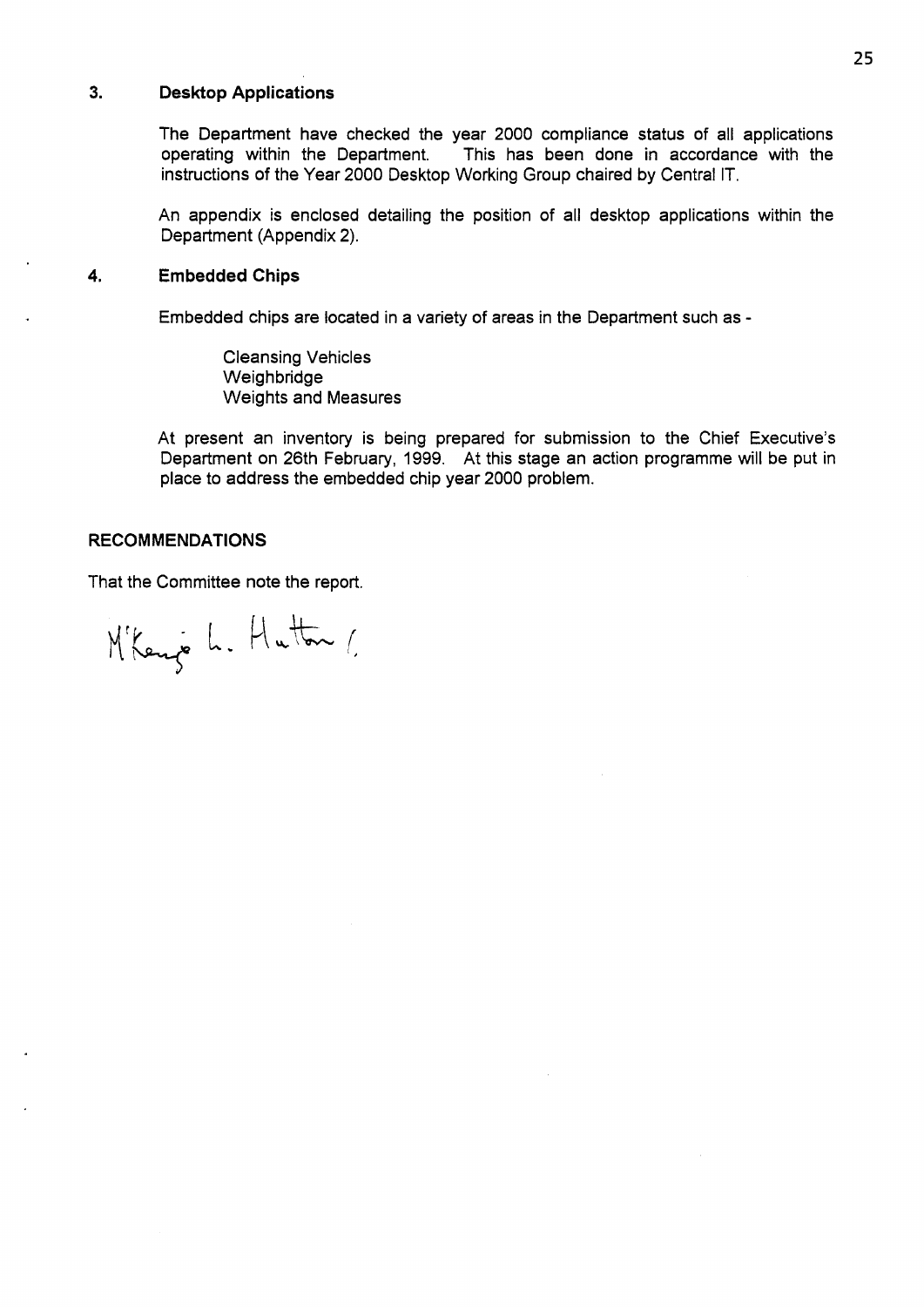### 3. Desktop Applications

The Department have checked the year 2000 compliance status of all applications operating within the Department. This has been done in accordance with the instructions of the Year 2000 Desktop Working Group chaired by Central IT.

An appendix is enclosed detailing the position of all desktop applications within the Department (Appendix 2).

### 4. Embedded Chips

Embedded chips are located in a variety of areas in the Department such as -

- Cleansing Vehicles
- Weighbridge
- Weights and Measures

At present an inventory is being prepared for submission to the Chief Executive's Department on 26th February, 1999. At this stage an action programme will be put in place to address the embedded chip year 2000 problem.

## RECOMMENDATIONS

That the Committee note the report.

M'Kenzie L. Hutton (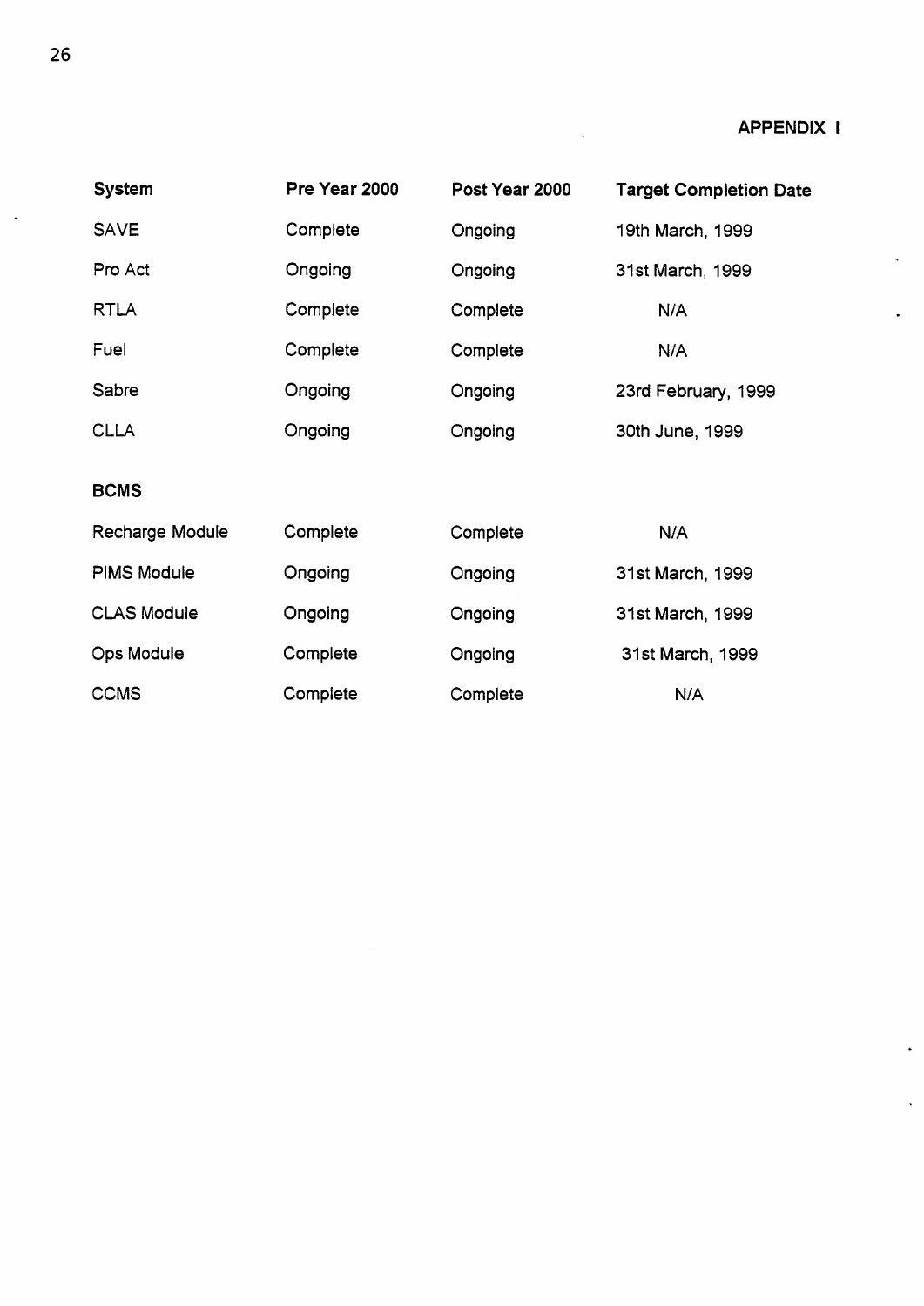**APPENDIX I**

| System | Pre Year 2000 | Post Year 2000 | Target Completion Date |
|---|---|---|---|
| SAVE | Complete | Ongoing | 19th March, 1999 |
| Pro Act | Ongoing | Ongoing | 31st March, 1999 |
| RTLA | Complete | Complete | N/A |
| Fuel | Complete | Complete | N/A |
| Sabre | Ongoing | Ongoing | 23rd February, 1999 |
| CLLA | Ongoing | Ongoing | 30th June, 1999 |
| **BCMS** | | | |
| Recharge Module | Complete | Complete | N/A |
| PIMS Module | Ongoing | Ongoing | 31st March, 1999 |
| CLAS Module | Ongoing | Ongoing | 31st March, 1999 |
| Ops Module | Complete | Ongoing | 31st March, 1999 |
| CCMS | Complete | Complete | N/A |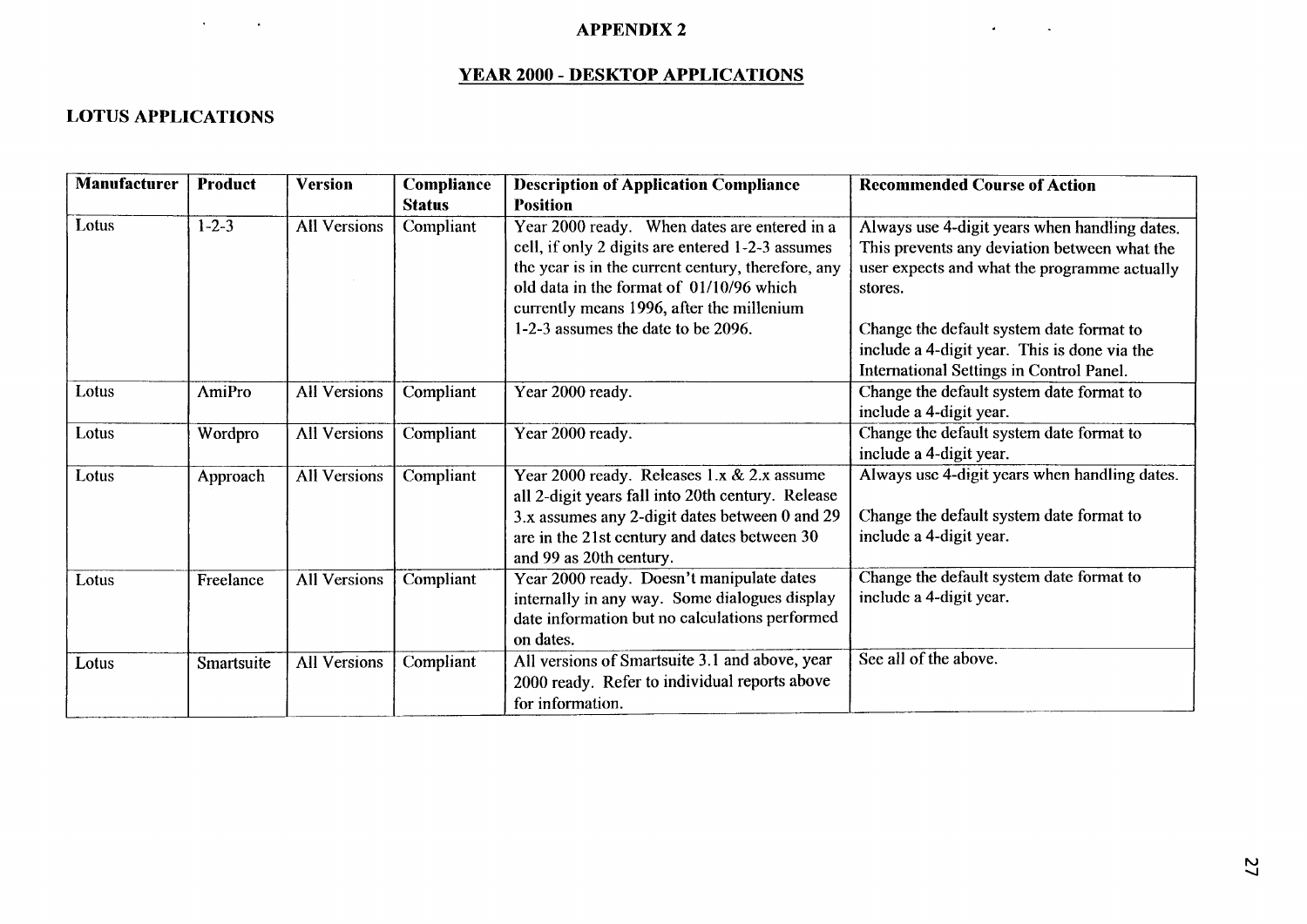# APPENDIX 2

## YEAR 2000 - DESKTOP APPLICATIONS

### LOTUS APPLICATIONS

| Manufacturer | Product | Version | Compliance Status | Description of Application Compliance Position | Recommended Course of Action |
|---|---|---|---|---|---|
| Lotus | 1-2-3 | All Versions | Compliant | Year 2000 ready. When dates are entered in a cell, if only 2 digits are entered 1-2-3 assumes the year is in the current century, therefore, any old data in the format of 01/10/96 which currently means 1996, after the millenium 1-2-3 assumes the date to be 2096. | Always use 4-digit years when handling dates. This prevents any deviation between what the user expects and what the programme actually stores.<br><br>Change the default system date format to include a 4-digit year. This is done via the International Settings in Control Panel. |
| Lotus | AmiPro | All Versions | Compliant | Year 2000 ready. | Change the default system date format to include a 4-digit year. |
| Lotus | Wordpro | All Versions | Compliant | Year 2000 ready. | Change the default system date format to include a 4-digit year. |
| Lotus | Approach | All Versions | Compliant | Year 2000 ready. Releases 1.x & 2.x assume all 2-digit years fall into 20th century. Release 3.x assumes any 2-digit dates between 0 and 29 are in the 21st century and dates between 30 and 99 as 20th century. | Always use 4-digit years when handling dates.<br><br>Change the default system date format to include a 4-digit year. |
| Lotus | Freelance | All Versions | Compliant | Year 2000 ready. Doesn't manipulate dates internally in any way. Some dialogues display date information but no calculations performed on dates. | Change the default system date format to include a 4-digit year. |
| Lotus | Smartsuite | All Versions | Compliant | All versions of Smartsuite 3.1 and above, year 2000 ready. Refer to individual reports above for information. | See all of the above. |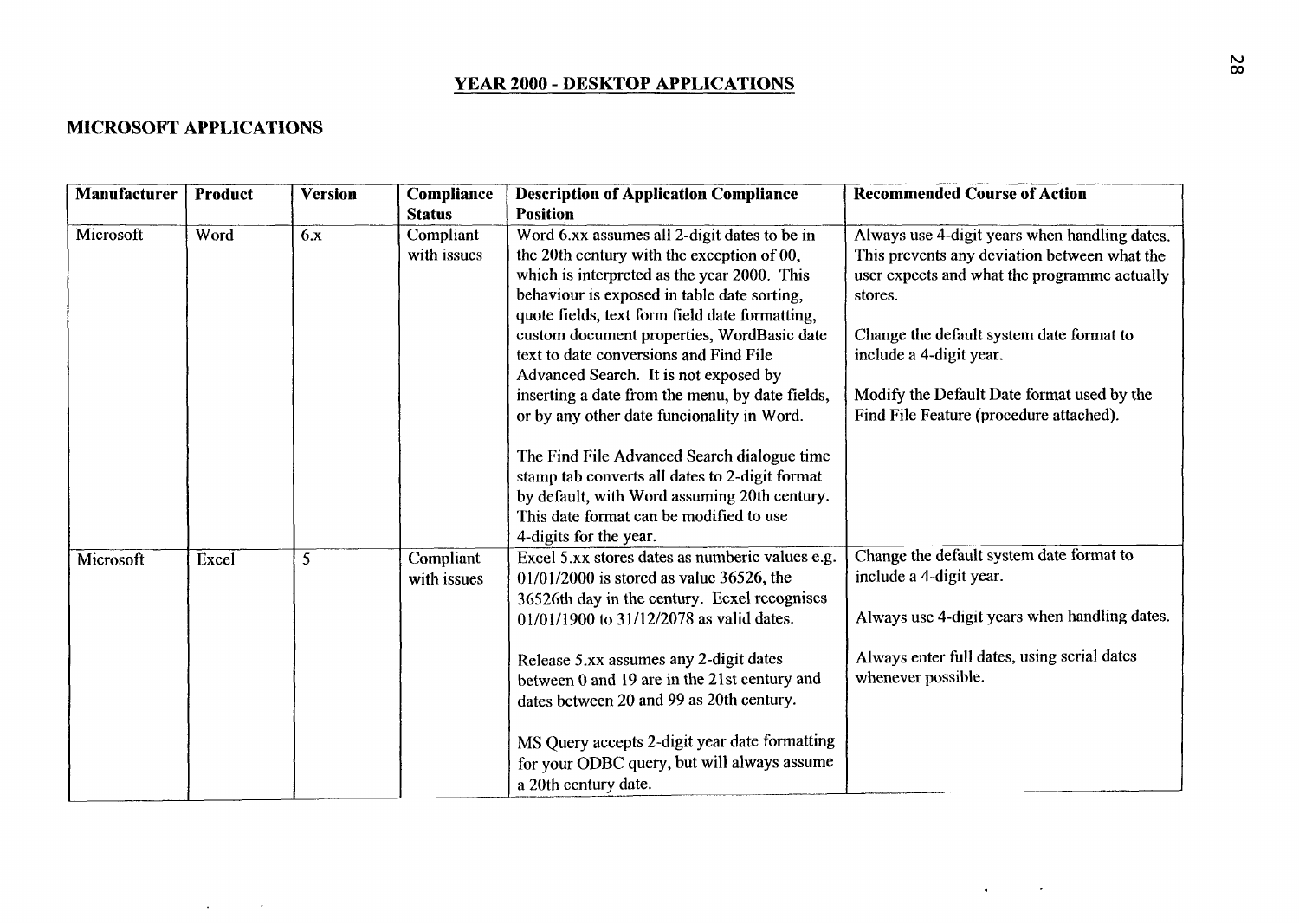## YEAR 2000 - DESKTOP APPLICATIONS

### MICROSOFT APPLICATIONS

| Manufacturer | Product | Version | Compliance Status | Description of Application Compliance Position | Recommended Course of Action |
|---|---|---|---|---|---|
| Microsoft | Word | 6.x | Compliant with issues | Word 6.xx assumes all 2-digit dates to be in the 20th century with the exception of 00, which is interpreted as the year 2000. This behaviour is exposed in table date sorting, quote fields, text form field date formatting, custom document properties, WordBasic date text to date conversions and Find File Advanced Search. It is not exposed by inserting a date from the menu, by date fields, or by any other date funcionality in Word.<br><br>The Find File Advanced Search dialogue time stamp tab converts all dates to 2-digit format by default, with Word assuming 20th century. This date format can be modified to use 4-digits for the year. | Always use 4-digit years when handling dates. This prevents any deviation between what the user expects and what the programme actually stores.<br><br>Change the default system date format to include a 4-digit year.<br><br>Modify the Default Date format used by the Find File Feature (procedure attached). |
| Microsoft | Excel | 5 | Compliant with issues | Excel 5.xx stores dates as numberic values e.g. 01/01/2000 is stored as value 36526, the 36526th day in the century. Excel recognises 01/01/1900 to 31/12/2078 as valid dates.<br><br>Release 5.xx assumes any 2-digit dates between 0 and 19 are in the 21st century and dates between 20 and 99 as 20th century.<br><br>MS Query accepts 2-digit year date formatting for your ODBC query, but will always assume a 20th century date. | Change the default system date format to include a 4-digit year.<br><br>Always use 4-digit years when handling dates.<br><br>Always enter full dates, using serial dates whenever possible. |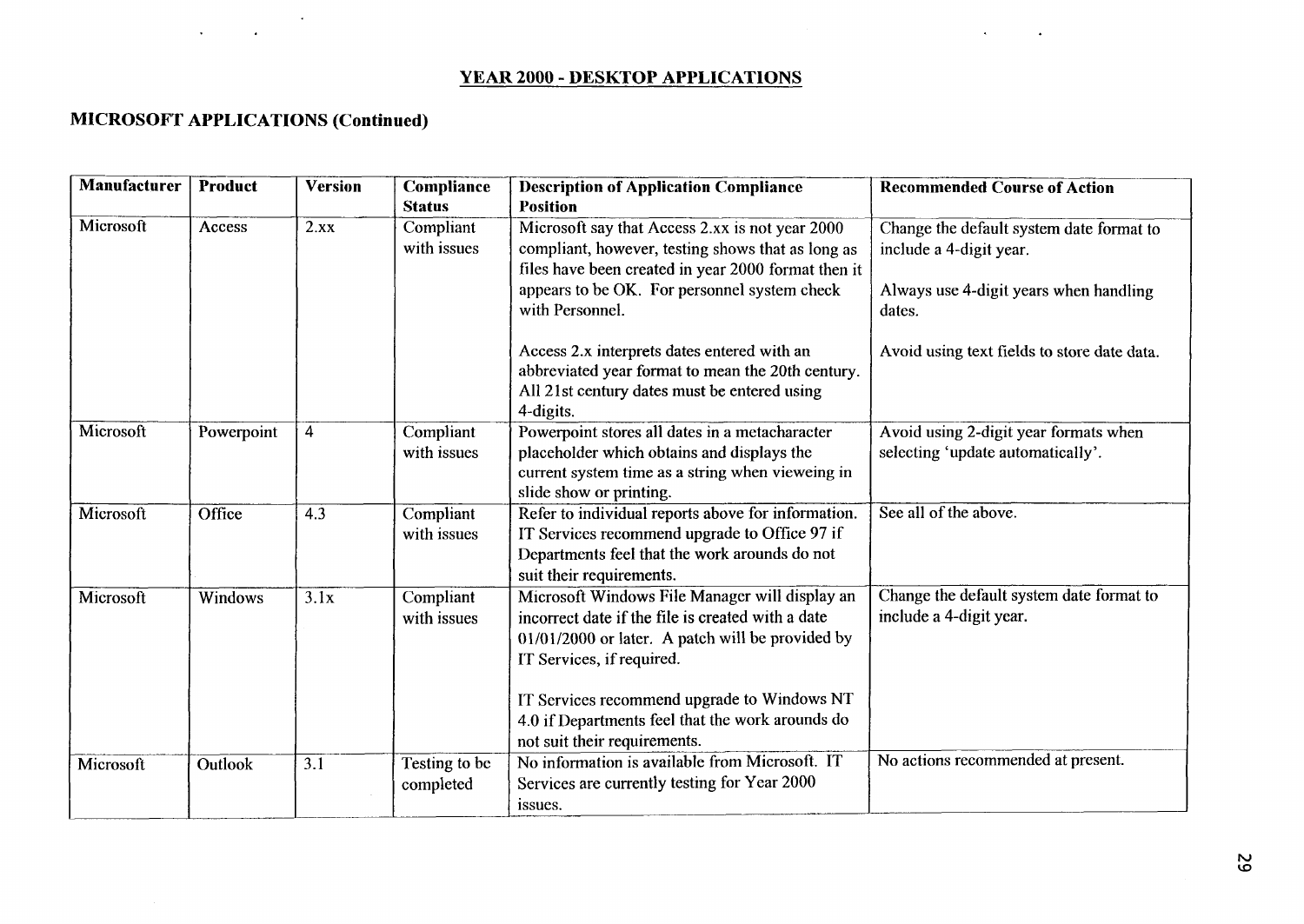## YEAR 2000 - DESKTOP APPLICATIONS

### MICROSOFT APPLICATIONS (Continued)

| Manufacturer | Product | Version | Compliance Status | Description of Application Compliance Position | Recommended Course of Action |
|---|---|---|---|---|---|
| Microsoft | Access | 2.xx | Compliant with issues | Microsoft say that Access 2.xx is not year 2000 compliant, however, testing shows that as long as files have been created in year 2000 format then it appears to be OK. For personnel system check with Personnel.<br><br>Access 2.x interprets dates entered with an abbreviated year format to mean the 20th century. All 21st century dates must be entered using 4-digits. | Change the default system date format to include a 4-digit year.<br><br>Always use 4-digit years when handling dates.<br><br>Avoid using text fields to store date data. |
| Microsoft | Powerpoint | 4 | Compliant with issues | Powerpoint stores all dates in a metacharacter placeholder which obtains and displays the current system time as a string when vieweing in slide show or printing. | Avoid using 2-digit year formats when selecting 'update automatically'. |
| Microsoft | Office | 4.3 | Compliant with issues | Refer to individual reports above for information. IT Services recommend upgrade to Office 97 if Departments feel that the work arounds do not suit their requirements. | See all of the above. |
| Microsoft | Windows | 3.1x | Compliant with issues | Microsoft Windows File Manager will display an incorrect date if the file is created with a date 01/01/2000 or later. A patch will be provided by IT Services, if required.<br><br>IT Services recommend upgrade to Windows NT 4.0 if Departments feel that the work arounds do not suit their requirements. | Change the default system date format to include a 4-digit year. |
| Microsoft | Outlook | 3.1 | Testing to be completed | No information is available from Microsoft. IT Services are currently testing for Year 2000 issues. | No actions recommended at present. |